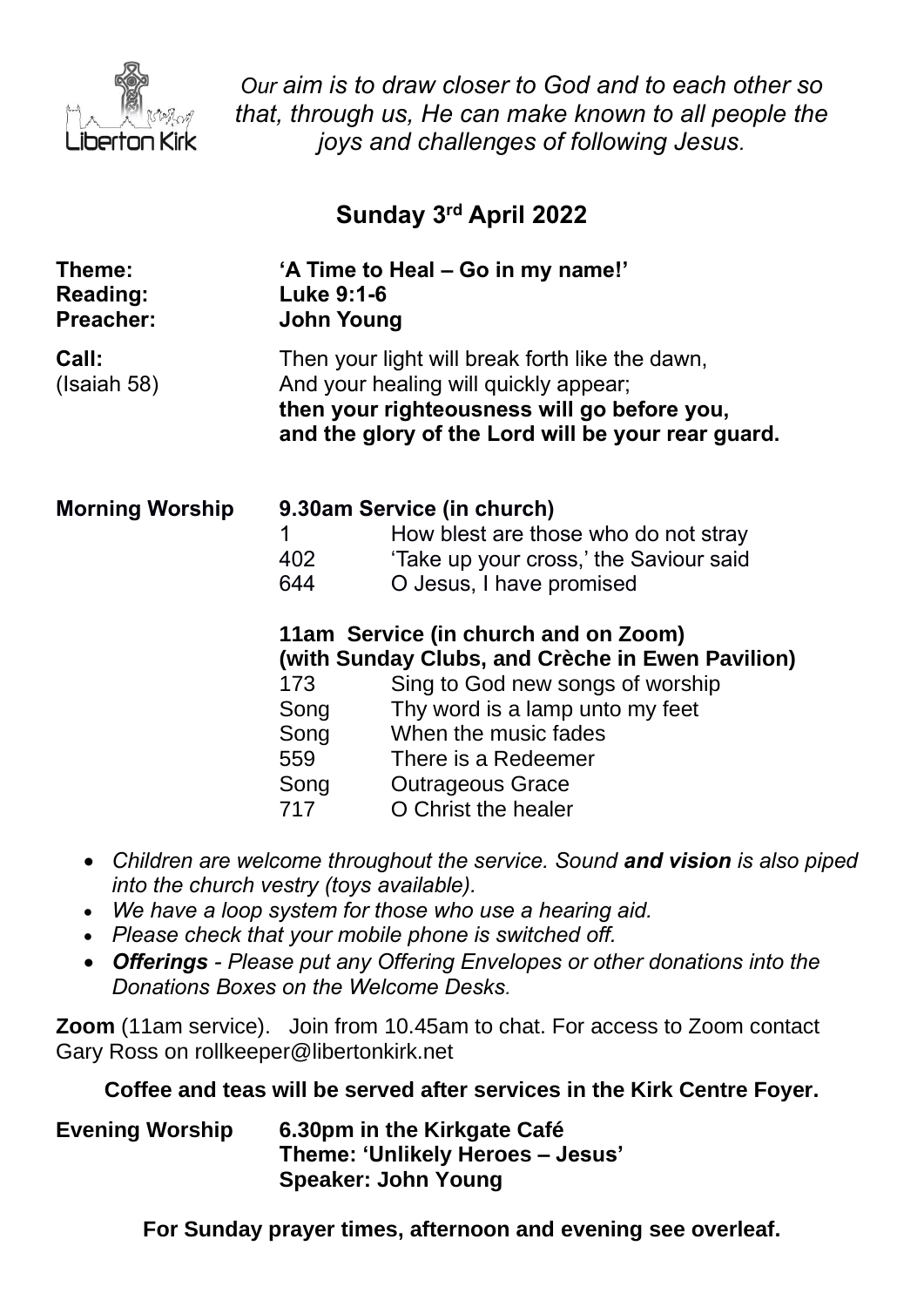Liberton Kirk

*Our aim is to draw closer to God and to each other so that, through us, He can make known to all people the joys and challenges of following Jesus.*

## Sunday 3rd April 2022

**Theme:** **'A Time to Heal – Go in my name!'**
**Reading:** **Luke 9:1-6**
**Preacher:** **John Young**

**Call:** (Isaiah 58)
Then your light will break forth like the dawn,
And your healing will quickly appear;
**then your righteousness will go before you,**
**and the glory of the Lord will be your rear guard.**

**Morning Worship**

**9.30am Service (in church)**

| | |
|---|---|
| 1 | How blest are those who do not stray |
| 402 | 'Take up your cross,' the Saviour said |
| 644 | O Jesus, I have promised |

**11am Service (in church and on Zoom)**
**(with Sunday Clubs, and Crèche in Ewen Pavilion)**

| | |
|---|---|
| 173 | Sing to God new songs of worship |
| Song | Thy word is a lamp unto my feet |
| Song | When the music fades |
| 559 | There is a Redeemer |
| Song | Outrageous Grace |
| 717 | O Christ the healer |

- *Children are welcome throughout the service. Sound **and vision** is also piped into the church vestry (toys available).*
- *We have a loop system for those who use a hearing aid.*
- *Please check that your mobile phone is switched off.*
- ***Offerings** - Please put any Offering Envelopes or other donations into the Donations Boxes on the Welcome Desks.*

**Zoom** (11am service). Join from 10.45am to chat. For access to Zoom contact Gary Ross on rollkeeper@libertonkirk.net

**Coffee and teas will be served after services in the Kirk Centre Foyer.**

**Evening Worship** **6.30pm in the Kirkgate Café**
**Theme: 'Unlikely Heroes – Jesus'**
**Speaker: John Young**

**For Sunday prayer times, afternoon and evening see overleaf.**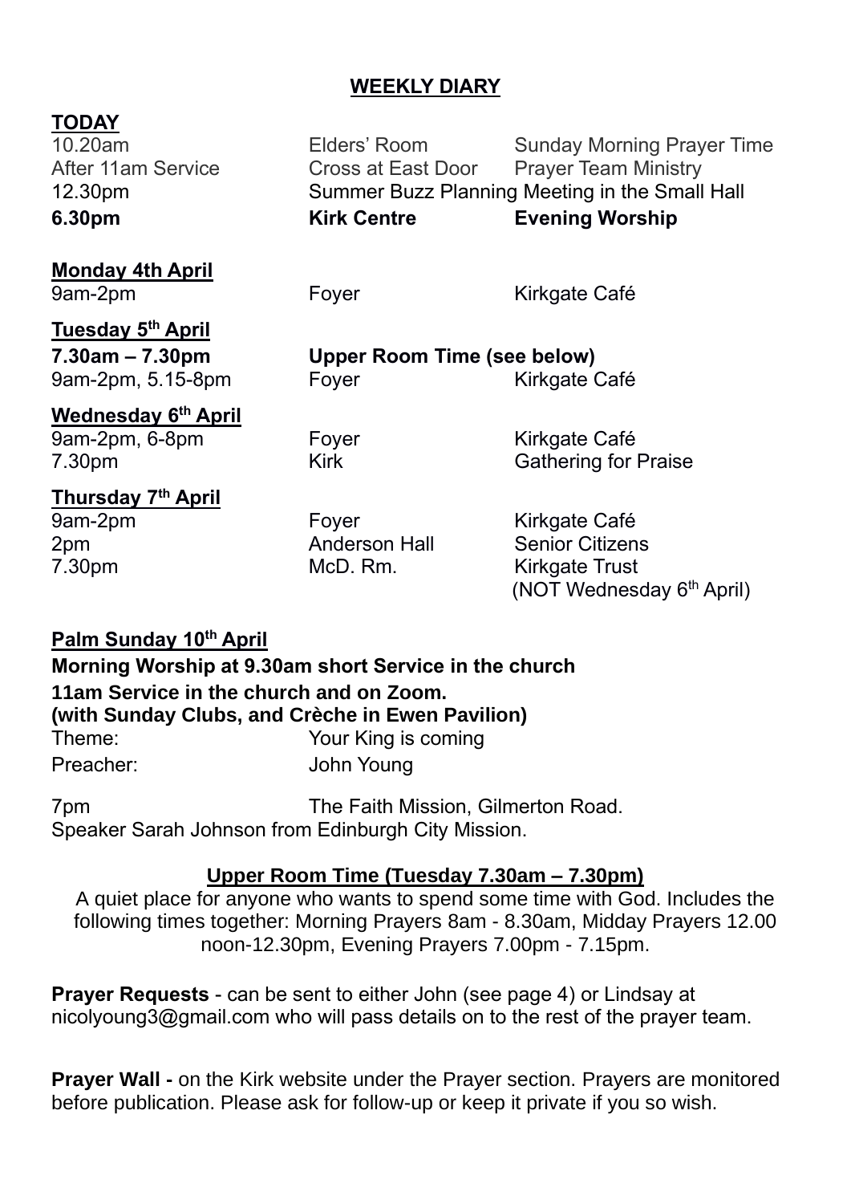## WEEKLY DIARY

**TODAY**

| | | |
|---|---|---|
| 10.20am | Elders' Room | Sunday Morning Prayer Time |
| After 11am Service | Cross at East Door | Prayer Team Ministry |
| 12.30pm | Summer Buzz Planning Meeting in the Small Hall | |
| **6.30pm** | **Kirk Centre** | **Evening Worship** |

**Monday 4th April**

| | | |
|---|---|---|
| 9am-2pm | Foyer | Kirkgate Café |

**Tuesday 5th April**

| | | |
|---|---|---|
| **7.30am – 7.30pm** | **Upper Room Time (see below)** | |
| 9am-2pm, 5.15-8pm | Foyer | Kirkgate Café |

**Wednesday 6th April**

| | | |
|---|---|---|
| 9am-2pm, 6-8pm | Foyer | Kirkgate Café |
| 7.30pm | Kirk | Gathering for Praise |

**Thursday 7th April**

| | | |
|---|---|---|
| 9am-2pm | Foyer | Kirkgate Café |
| 2pm | Anderson Hall | Senior Citizens |
| 7.30pm | McD. Rm. | Kirkgate Trust (NOT Wednesday 6th April) |

**Palm Sunday 10th April**

**Morning Worship at 9.30am short Service in the church**
**11am Service in the church and on Zoom.**
**(with Sunday Clubs, and Crèche in Ewen Pavilion)**

Theme: Your King is coming
Preacher: John Young

7pm The Faith Mission, Gilmerton Road.
Speaker Sarah Johnson from Edinburgh City Mission.

**Upper Room Time (Tuesday 7.30am – 7.30pm)**

A quiet place for anyone who wants to spend some time with God. Includes the following times together: Morning Prayers 8am - 8.30am, Midday Prayers 12.00 noon-12.30pm, Evening Prayers 7.00pm - 7.15pm.

**Prayer Requests** - can be sent to either John (see page 4) or Lindsay at nicolyoung3@gmail.com who will pass details on to the rest of the prayer team.

**Prayer Wall -** on the Kirk website under the Prayer section. Prayers are monitored before publication. Please ask for follow-up or keep it private if you so wish.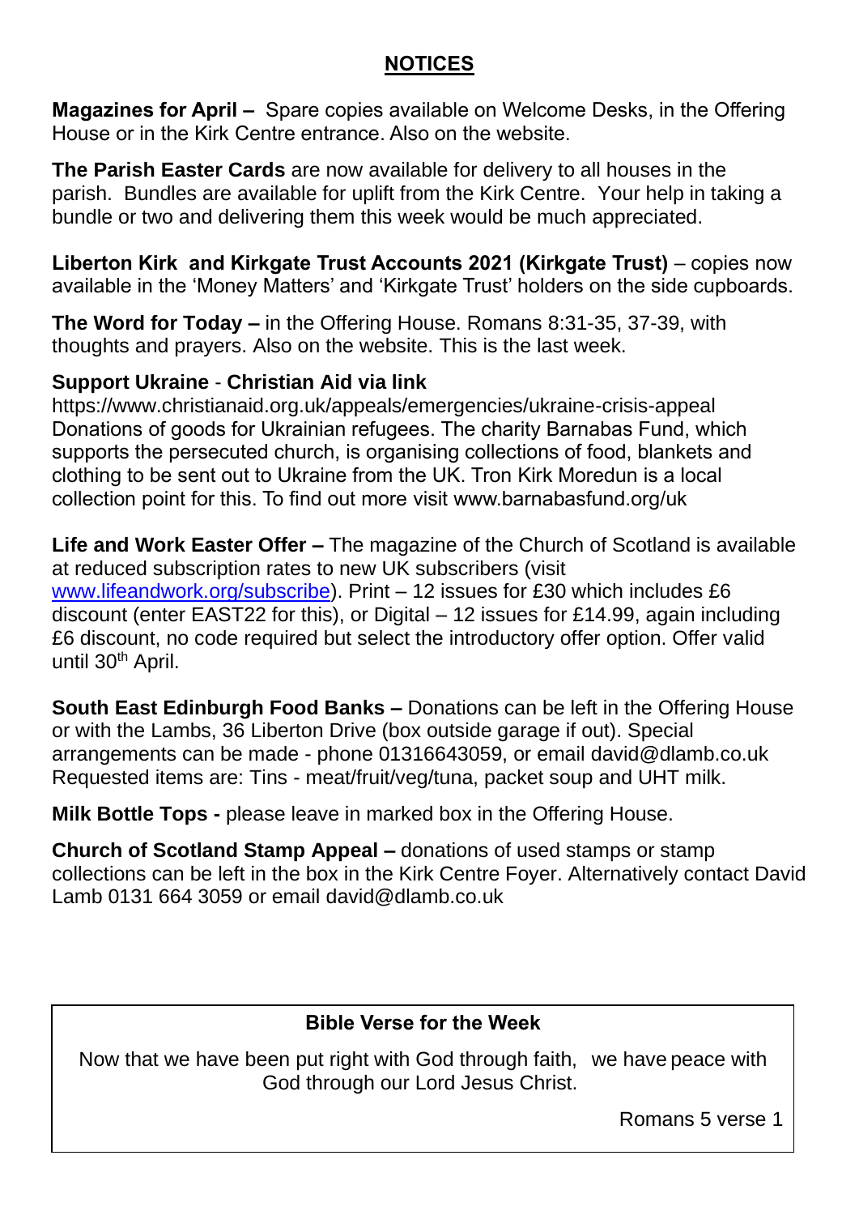## NOTICES

**Magazines for April –** Spare copies available on Welcome Desks, in the Offering House or in the Kirk Centre entrance. Also on the website.

**The Parish Easter Cards** are now available for delivery to all houses in the parish. Bundles are available for uplift from the Kirk Centre. Your help in taking a bundle or two and delivering them this week would be much appreciated.

**Liberton Kirk and Kirkgate Trust Accounts 2021 (Kirkgate Trust)** – copies now available in the 'Money Matters' and 'Kirkgate Trust' holders on the side cupboards.

**The Word for Today –** in the Offering House. Romans 8:31-35, 37-39, with thoughts and prayers. Also on the website. This is the last week.

**Support Ukraine** - **Christian Aid via link**
https://www.christianaid.org.uk/appeals/emergencies/ukraine-crisis-appeal
Donations of goods for Ukrainian refugees. The charity Barnabas Fund, which supports the persecuted church, is organising collections of food, blankets and clothing to be sent out to Ukraine from the UK. Tron Kirk Moredun is a local collection point for this. To find out more visit www.barnabasfund.org/uk

**Life and Work Easter Offer –** The magazine of the Church of Scotland is available at reduced subscription rates to new UK subscribers (visit www.lifeandwork.org/subscribe). Print – 12 issues for £30 which includes £6 discount (enter EAST22 for this), or Digital – 12 issues for £14.99, again including £6 discount, no code required but select the introductory offer option. Offer valid until 30th April.

**South East Edinburgh Food Banks –** Donations can be left in the Offering House or with the Lambs, 36 Liberton Drive (box outside garage if out). Special arrangements can be made - phone 01316643059, or email david@dlamb.co.uk Requested items are: Tins - meat/fruit/veg/tuna, packet soup and UHT milk.

**Milk Bottle Tops -** please leave in marked box in the Offering House.

**Church of Scotland Stamp Appeal –** donations of used stamps or stamp collections can be left in the box in the Kirk Centre Foyer. Alternatively contact David Lamb 0131 664 3059 or email david@dlamb.co.uk

---

**Bible Verse for the Week**

Now that we have been put right with God through faith, we have peace with God through our Lord Jesus Christ.

Romans 5 verse 1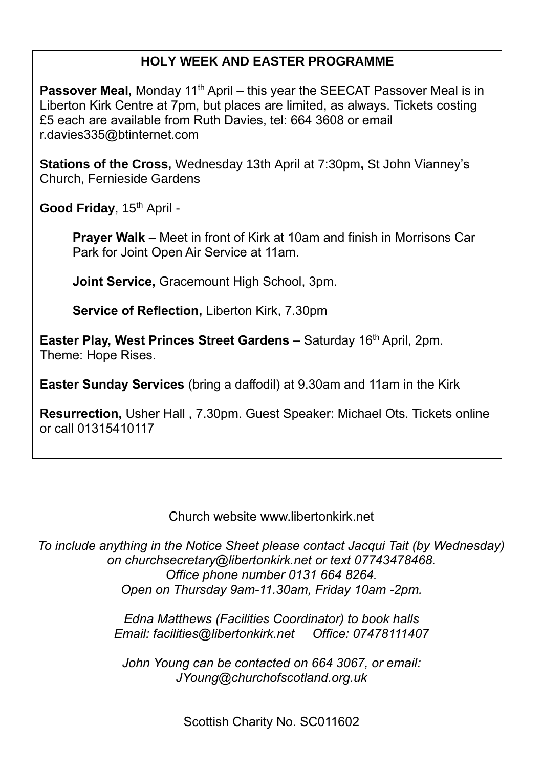## HOLY WEEK AND EASTER PROGRAMME

**Passover Meal,** Monday 11th April – this year the SEECAT Passover Meal is in Liberton Kirk Centre at 7pm, but places are limited, as always. Tickets costing £5 each are available from Ruth Davies, tel: 664 3608 or email r.davies335@btinternet.com

**Stations of the Cross,** Wednesday 13th April at 7:30pm**,** St John Vianney's Church, Fernieside Gardens

**Good Friday**, 15th April -

> **Prayer Walk** – Meet in front of Kirk at 10am and finish in Morrisons Car Park for Joint Open Air Service at 11am.
>
> **Joint Service,** Gracemount High School, 3pm.
>
> **Service of Reflection,** Liberton Kirk, 7.30pm

**Easter Play, West Princes Street Gardens –** Saturday 16th April, 2pm. Theme: Hope Rises.

**Easter Sunday Services** (bring a daffodil) at 9.30am and 11am in the Kirk

**Resurrection,** Usher Hall , 7.30pm. Guest Speaker: Michael Ots. Tickets online or call 01315410117

Church website www.libertonkirk.net

*To include anything in the Notice Sheet please contact Jacqui Tait (by Wednesday) on churchsecretary@libertonkirk.net or text 07743478468.*
*Office phone number 0131 664 8264.*
*Open on Thursday 9am-11.30am, Friday 10am -2pm.*

*Edna Matthews (Facilities Coordinator) to book halls*
*Email: facilities@libertonkirk.net Office: 07478111407*

*John Young can be contacted on 664 3067, or email: JYoung@churchofscotland.org.uk*

Scottish Charity No. SC011602